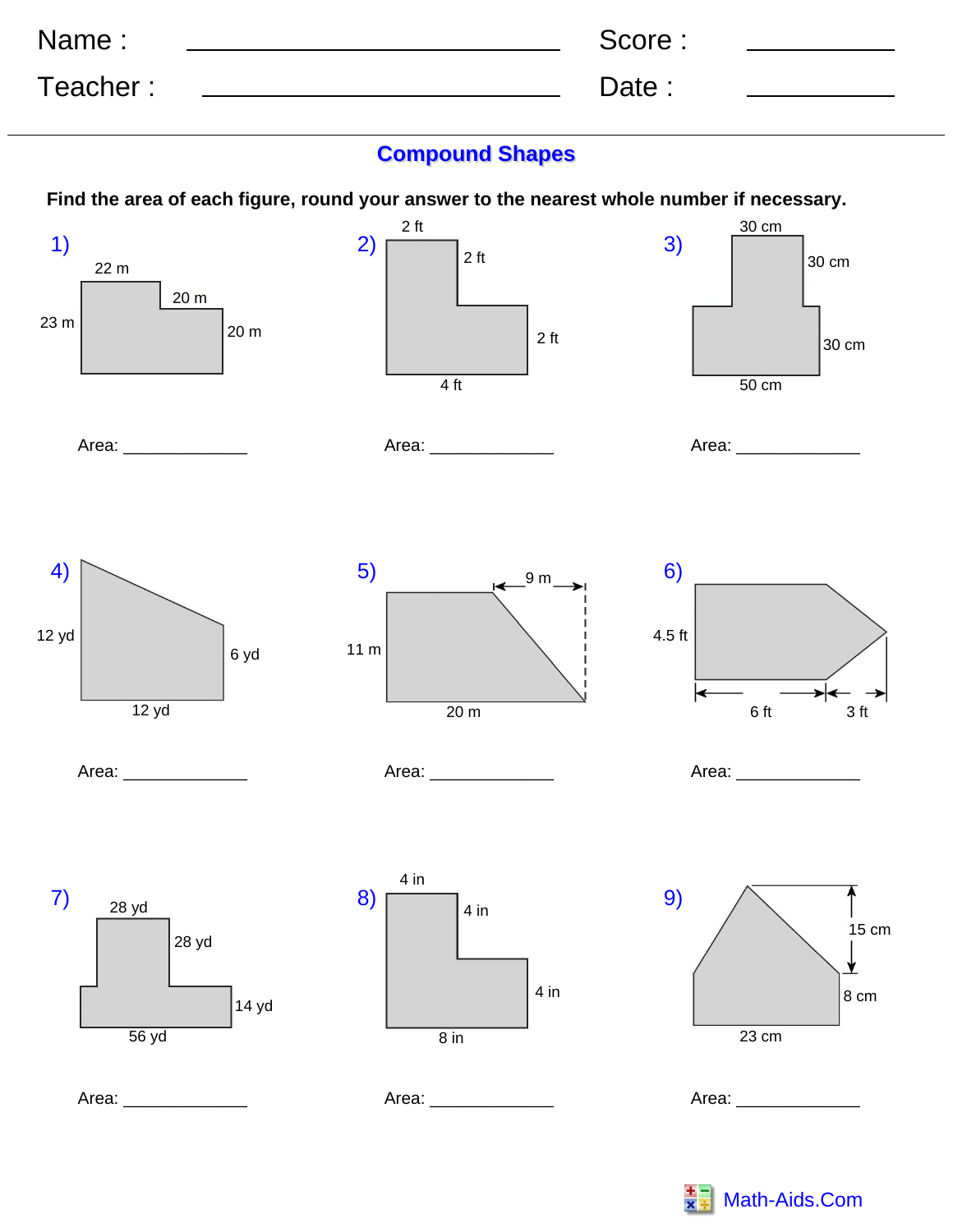Name : ____________________ Score : __________

Teacher : ____________________ Date : __________

## Compound Shapes

**Find the area of each figure, round your answer to the nearest whole number if necessary.**

1) 22 m, 20 m, 23 m, 20 m

Area: _____________

2) 2 ft, 2 ft, 2 ft, 4 ft

Area: _____________

3) 30 cm, 30 cm, 30 cm, 50 cm

Area: _____________

4) 12 yd, 6 yd, 12 yd

Area: _____________

5) 9 m, 11 m, 20 m

Area: _____________

6) 4.5 ft, 6 ft, 3 ft

Area: _____________

7) 28 yd, 28 yd, 14 yd, 56 yd

Area: _____________

8) 4 in, 4 in, 4 in, 8 in

Area: _____________

9) 15 cm, 8 cm, 23 cm

Area: _____________

Math-Aids.Com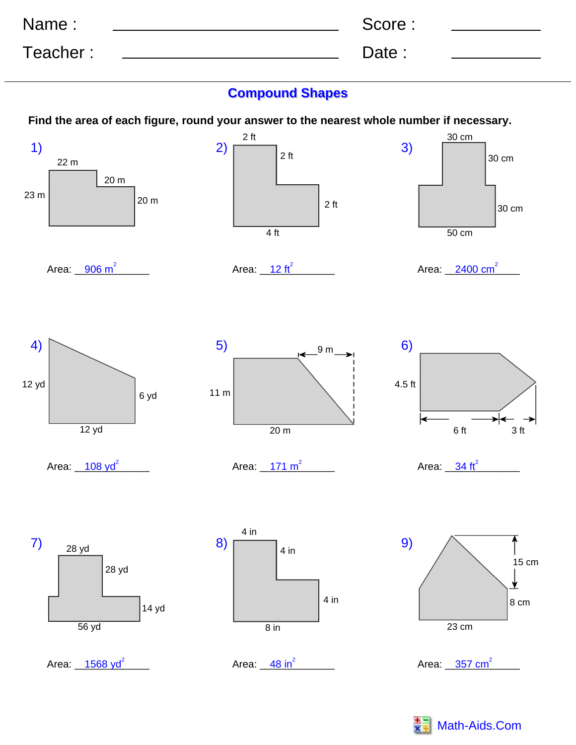Name : ____________________ Score : __________

Teacher : ____________________ Date : __________

## Compound Shapes

**Find the area of each figure, round your answer to the nearest whole number if necessary.**

1)

22 m
20 m
23 m
20 m

Area: $906\ m^2$

2)

2 ft
2 ft
2 ft
4 ft

Area: $12\ ft^2$

3)

30 cm
30 cm
30 cm
50 cm

Area: $2400\ cm^2$

4)

12 yd
6 yd
12 yd

Area: $108\ yd^2$

5)

9 m
11 m
20 m

Area: $171\ m^2$

6)

4.5 ft
6 ft
3 ft

Area: $34\ ft^2$

7)

28 yd
28 yd
14 yd
56 yd

Area: $1568\ yd^2$

8)

4 in
4 in
4 in
8 in

Area: $48\ in^2$

9)

15 cm
8 cm
23 cm

Area: $357\ cm^2$

Math-Aids.Com